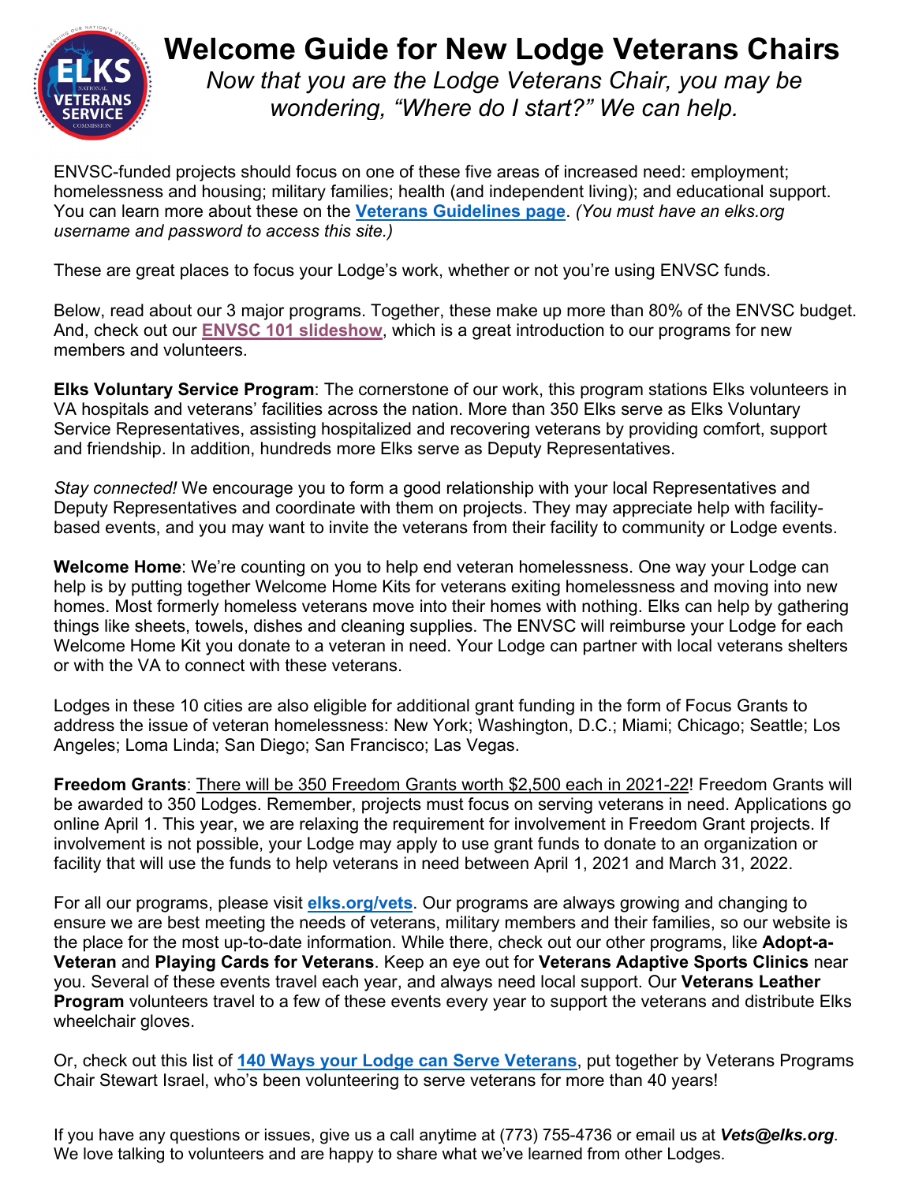# Welcome Guide for New Lodge Veterans Chairs

*Now that you are the Lodge Veterans Chair, you may be wondering, "Where do I start?" We can help.*

ENVSC-funded projects should focus on one of these five areas of increased need: employment; homelessness and housing; military families; health (and independent living); and educational support. You can learn more about these on the **Veterans Guidelines page**. *(You must have an elks.org username and password to access this site.)*

These are great places to focus your Lodge's work, whether or not you're using ENVSC funds.

Below, read about our 3 major programs. Together, these make up more than 80% of the ENVSC budget. And, check out our **ENVSC 101 slideshow**, which is a great introduction to our programs for new members and volunteers.

**Elks Voluntary Service Program**: The cornerstone of our work, this program stations Elks volunteers in VA hospitals and veterans' facilities across the nation. More than 350 Elks serve as Elks Voluntary Service Representatives, assisting hospitalized and recovering veterans by providing comfort, support and friendship. In addition, hundreds more Elks serve as Deputy Representatives.

*Stay connected!* We encourage you to form a good relationship with your local Representatives and Deputy Representatives and coordinate with them on projects. They may appreciate help with facility-based events, and you may want to invite the veterans from their facility to community or Lodge events.

**Welcome Home**: We're counting on you to help end veteran homelessness. One way your Lodge can help is by putting together Welcome Home Kits for veterans exiting homelessness and moving into new homes. Most formerly homeless veterans move into their homes with nothing. Elks can help by gathering things like sheets, towels, dishes and cleaning supplies. The ENVSC will reimburse your Lodge for each Welcome Home Kit you donate to a veteran in need. Your Lodge can partner with local veterans shelters or with the VA to connect with these veterans.

Lodges in these 10 cities are also eligible for additional grant funding in the form of Focus Grants to address the issue of veteran homelessness: New York; Washington, D.C.; Miami; Chicago; Seattle; Los Angeles; Loma Linda; San Diego; San Francisco; Las Vegas.

**Freedom Grants**: There will be 350 Freedom Grants worth $2,500 each in 2021-22! Freedom Grants will be awarded to 350 Lodges. Remember, projects must focus on serving veterans in need. Applications go online April 1. This year, we are relaxing the requirement for involvement in Freedom Grant projects. If involvement is not possible, your Lodge may apply to use grant funds to donate to an organization or facility that will use the funds to help veterans in need between April 1, 2021 and March 31, 2022.

For all our programs, please visit **elks.org/vets**. Our programs are always growing and changing to ensure we are best meeting the needs of veterans, military members and their families, so our website is the place for the most up-to-date information. While there, check out our other programs, like **Adopt-a-Veteran** and **Playing Cards for Veterans**. Keep an eye out for **Veterans Adaptive Sports Clinics** near you. Several of these events travel each year, and always need local support. Our **Veterans Leather Program** volunteers travel to a few of these events every year to support the veterans and distribute Elks wheelchair gloves.

Or, check out this list of **140 Ways your Lodge can Serve Veterans**, put together by Veterans Programs Chair Stewart Israel, who's been volunteering to serve veterans for more than 40 years!

If you have any questions or issues, give us a call anytime at (773) 755-4736 or email us at ***Vets@elks.org***. We love talking to volunteers and are happy to share what we've learned from other Lodges.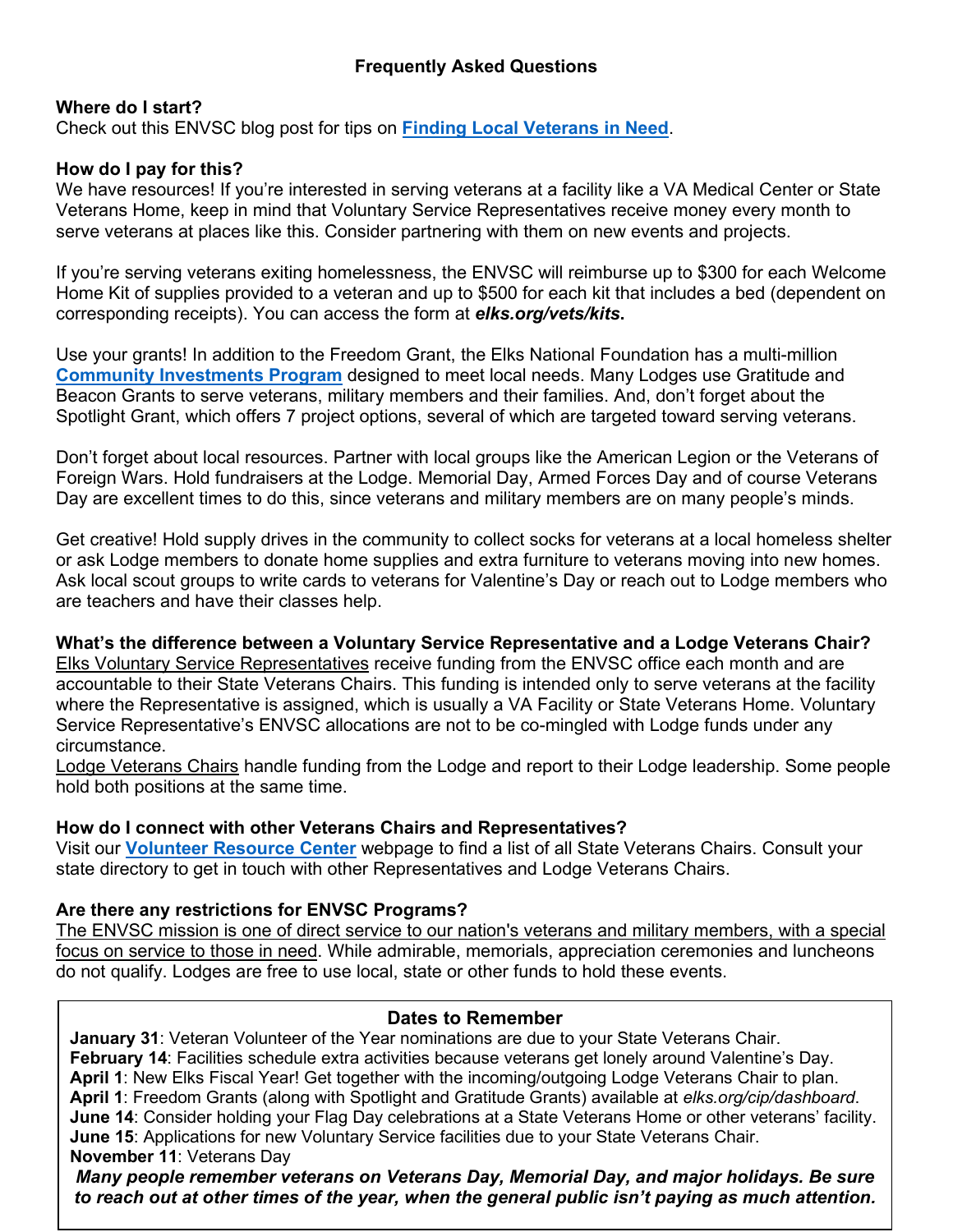## Frequently Asked Questions

**Where do I start?**
Check out this ENVSC blog post for tips on **Finding Local Veterans in Need**.

**How do I pay for this?**
We have resources! If you're interested in serving veterans at a facility like a VA Medical Center or State Veterans Home, keep in mind that Voluntary Service Representatives receive money every month to serve veterans at places like this. Consider partnering with them on new events and projects.

If you're serving veterans exiting homelessness, the ENVSC will reimburse up to $300 for each Welcome Home Kit of supplies provided to a veteran and up to $500 for each kit that includes a bed (dependent on corresponding receipts). You can access the form at ***elks.org/vets/kits*.**

Use your grants! In addition to the Freedom Grant, the Elks National Foundation has a multi-million **Community Investments Program** designed to meet local needs. Many Lodges use Gratitude and Beacon Grants to serve veterans, military members and their families. And, don't forget about the Spotlight Grant, which offers 7 project options, several of which are targeted toward serving veterans.

Don't forget about local resources. Partner with local groups like the American Legion or the Veterans of Foreign Wars. Hold fundraisers at the Lodge. Memorial Day, Armed Forces Day and of course Veterans Day are excellent times to do this, since veterans and military members are on many people's minds.

Get creative! Hold supply drives in the community to collect socks for veterans at a local homeless shelter or ask Lodge members to donate home supplies and extra furniture to veterans moving into new homes. Ask local scout groups to write cards to veterans for Valentine's Day or reach out to Lodge members who are teachers and have their classes help.

**What's the difference between a Voluntary Service Representative and a Lodge Veterans Chair?**
Elks Voluntary Service Representatives receive funding from the ENVSC office each month and are accountable to their State Veterans Chairs. This funding is intended only to serve veterans at the facility where the Representative is assigned, which is usually a VA Facility or State Veterans Home. Voluntary Service Representative's ENVSC allocations are not to be co-mingled with Lodge funds under any circumstance.
Lodge Veterans Chairs handle funding from the Lodge and report to their Lodge leadership. Some people hold both positions at the same time.

**How do I connect with other Veterans Chairs and Representatives?**
Visit our **Volunteer Resource Center** webpage to find a list of all State Veterans Chairs. Consult your state directory to get in touch with other Representatives and Lodge Veterans Chairs.

**Are there any restrictions for ENVSC Programs?**
The ENVSC mission is one of direct service to our nation's veterans and military members, with a special focus on service to those in need. While admirable, memorials, appreciation ceremonies and luncheons do not qualify. Lodges are free to use local, state or other funds to hold these events.

### Dates to Remember

**January 31**: Veteran Volunteer of the Year nominations are due to your State Veterans Chair.
**February 14**: Facilities schedule extra activities because veterans get lonely around Valentine's Day.
**April 1**: New Elks Fiscal Year! Get together with the incoming/outgoing Lodge Veterans Chair to plan.
**April 1**: Freedom Grants (along with Spotlight and Gratitude Grants) available at *elks.org/cip/dashboard*.
**June 14**: Consider holding your Flag Day celebrations at a State Veterans Home or other veterans' facility.
**June 15**: Applications for new Voluntary Service facilities due to your State Veterans Chair.
**November 11**: Veterans Day

***Many people remember veterans on Veterans Day, Memorial Day, and major holidays. Be sure to reach out at other times of the year, when the general public isn't paying as much attention.***